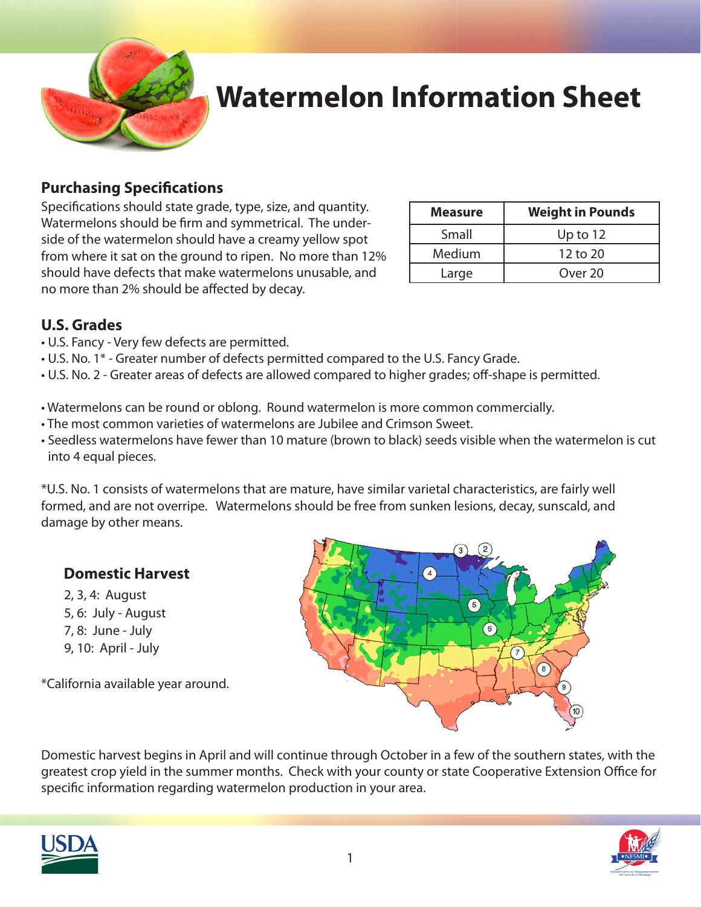# Watermelon Information Sheet

## Purchasing Specifications

Specifications should state grade, type, size, and quantity. Watermelons should be firm and symmetrical. The under-side of the watermelon should have a creamy yellow spot from where it sat on the ground to ripen. No more than 12% should have defects that make watermelons unusable, and no more than 2% should be affected by decay.

| Measure | Weight in Pounds |
|---|---|
| Small | Up to 12 |
| Medium | 12 to 20 |
| Large | Over 20 |

## U.S. Grades

- U.S. Fancy - Very few defects are permitted.
- U.S. No. 1* - Greater number of defects permitted compared to the U.S. Fancy Grade.
- U.S. No. 2 - Greater areas of defects are allowed compared to higher grades; off-shape is permitted.

- Watermelons can be round or oblong. Round watermelon is more common commercially.
- The most common varieties of watermelons are Jubilee and Crimson Sweet.
- Seedless watermelons have fewer than 10 mature (brown to black) seeds visible when the watermelon is cut into 4 equal pieces.

*U.S. No. 1 consists of watermelons that are mature, have similar varietal characteristics, are fairly well formed, and are not overripe. Watermelons should be free from sunken lesions, decay, sunscald, and damage by other means.

### Domestic Harvest

2, 3, 4: August
5, 6: July - August
7, 8: June - July
9, 10: April - July

*California available year around.

Domestic harvest begins in April and will continue through October in a few of the southern states, with the greatest crop yield in the summer months. Check with your county or state Cooperative Extension Office for specific information regarding watermelon production in your area.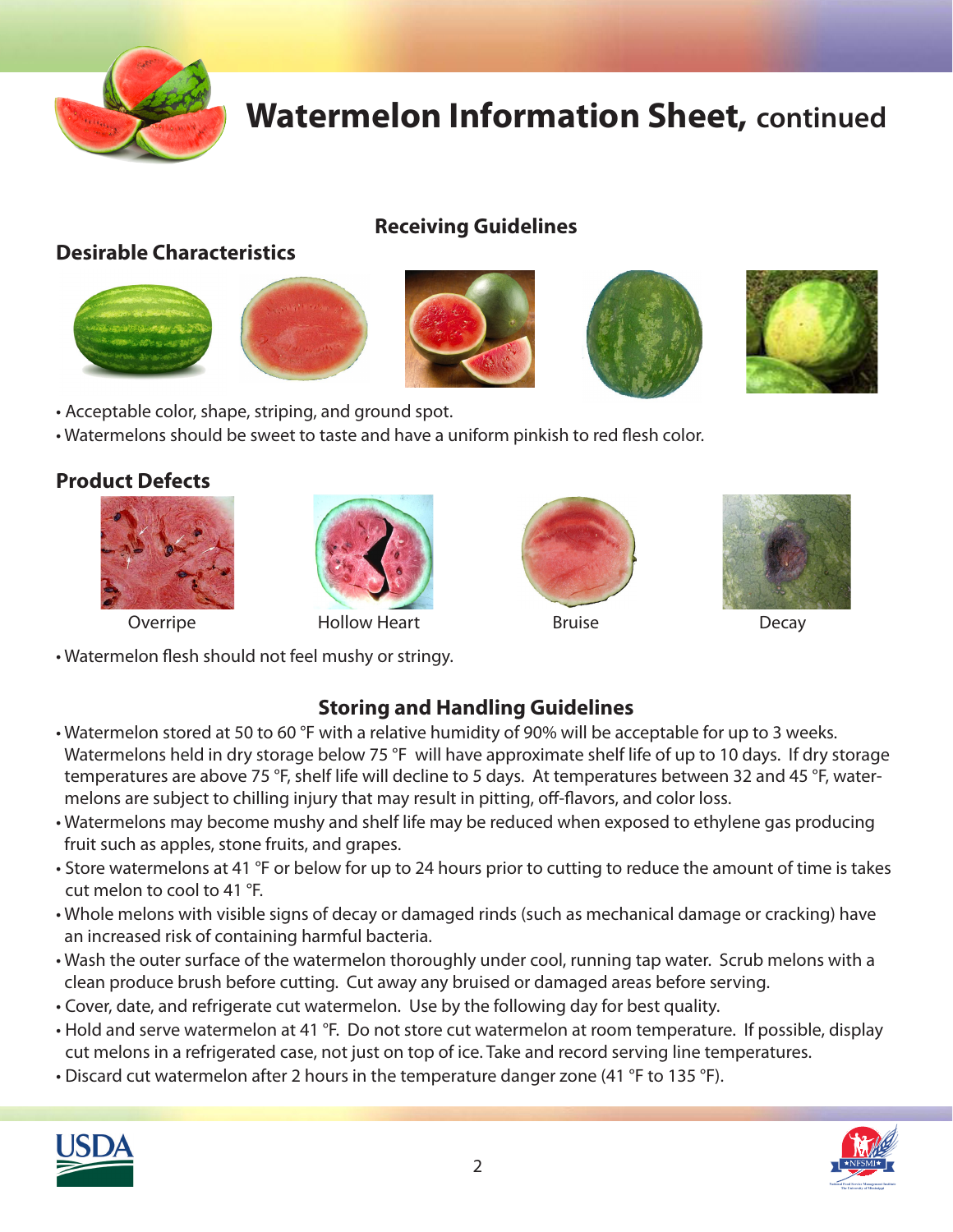# Watermelon Information Sheet, continued

## Receiving Guidelines

### Desirable Characteristics

- Acceptable color, shape, striping, and ground spot.
- Watermelons should be sweet to taste and have a uniform pinkish to red flesh color.

### Product Defects

Overripe

Hollow Heart

Bruise

Decay

- Watermelon flesh should not feel mushy or stringy.

## Storing and Handling Guidelines

- Watermelon stored at 50 to 60 °F with a relative humidity of 90% will be acceptable for up to 3 weeks. Watermelons held in dry storage below 75 °F will have approximate shelf life of up to 10 days. If dry storage temperatures are above 75 °F, shelf life will decline to 5 days. At temperatures between 32 and 45 °F, watermelons are subject to chilling injury that may result in pitting, off-flavors, and color loss.
- Watermelons may become mushy and shelf life may be reduced when exposed to ethylene gas producing fruit such as apples, stone fruits, and grapes.
- Store watermelons at 41 °F or below for up to 24 hours prior to cutting to reduce the amount of time is takes cut melon to cool to 41 °F.
- Whole melons with visible signs of decay or damaged rinds (such as mechanical damage or cracking) have an increased risk of containing harmful bacteria.
- Wash the outer surface of the watermelon thoroughly under cool, running tap water. Scrub melons with a clean produce brush before cutting. Cut away any bruised or damaged areas before serving.
- Cover, date, and refrigerate cut watermelon. Use by the following day for best quality.
- Hold and serve watermelon at 41 °F. Do not store cut watermelon at room temperature. If possible, display cut melons in a refrigerated case, not just on top of ice. Take and record serving line temperatures.
- Discard cut watermelon after 2 hours in the temperature danger zone (41 °F to 135 °F).